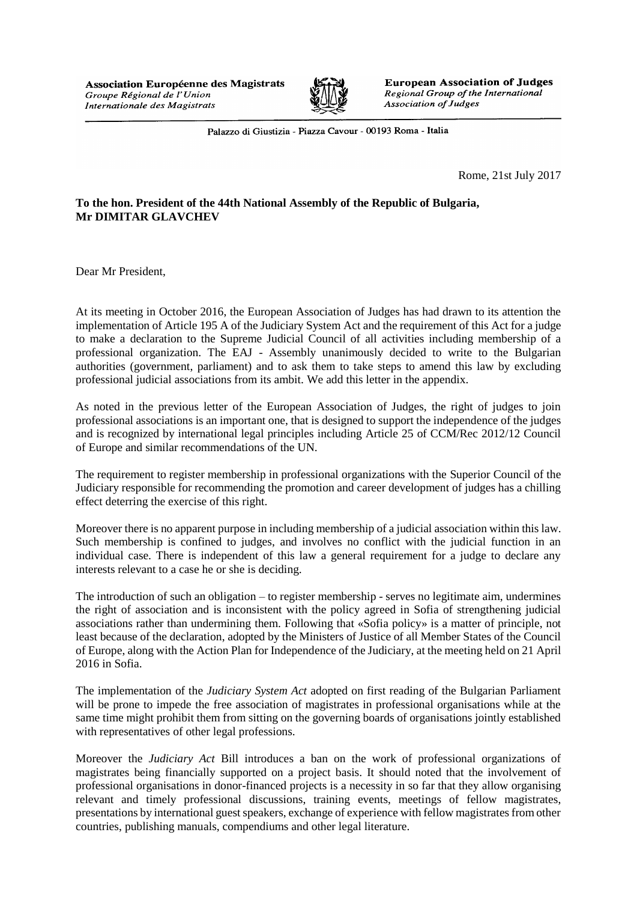**Association Européenne des Magistrats**
*Groupe Régional de l'Union Internationale des Magistrats*

**European Association of Judges**
*Regional Group of the International Association of Judges*

Palazzo di Giustizia - Piazza Cavour - 00193 Roma - Italia

Rome, 21st July 2017

**To the hon. President of the 44th National Assembly of the Republic of Bulgaria,**
**Mr DIMITAR GLAVCHEV**

Dear Mr President,

At its meeting in October 2016, the European Association of Judges has had drawn to its attention the implementation of Article 195 A of the Judiciary System Act and the requirement of this Act for a judge to make a declaration to the Supreme Judicial Council of all activities including membership of a professional organization. The EAJ - Assembly unanimously decided to write to the Bulgarian authorities (government, parliament) and to ask them to take steps to amend this law by excluding professional judicial associations from its ambit. We add this letter in the appendix.

As noted in the previous letter of the European Association of Judges, the right of judges to join professional associations is an important one, that is designed to support the independence of the judges and is recognized by international legal principles including Article 25 of CCM/Rec 2012/12 Council of Europe and similar recommendations of the UN.

The requirement to register membership in professional organizations with the Superior Council of the Judiciary responsible for recommending the promotion and career development of judges has a chilling effect deterring the exercise of this right.

Moreover there is no apparent purpose in including membership of a judicial association within this law. Such membership is confined to judges, and involves no conflict with the judicial function in an individual case. There is independent of this law a general requirement for a judge to declare any interests relevant to a case he or she is deciding.

The introduction of such an obligation – to register membership - serves no legitimate aim, undermines the right of association and is inconsistent with the policy agreed in Sofia of strengthening judicial associations rather than undermining them. Following that «Sofia policy» is a matter of principle, not least because of the declaration, adopted by the Ministers of Justice of all Member States of the Council of Europe, along with the Action Plan for Independence of the Judiciary, at the meeting held on 21 April 2016 in Sofia.

The implementation of the *Judiciary System Act* adopted on first reading of the Bulgarian Parliament will be prone to impede the free association of magistrates in professional organisations while at the same time might prohibit them from sitting on the governing boards of organisations jointly established with representatives of other legal professions.

Moreover the *Judiciary Act* Bill introduces a ban on the work of professional organizations of magistrates being financially supported on a project basis. It should noted that the involvement of professional organisations in donor-financed projects is a necessity in so far that they allow organising relevant and timely professional discussions, training events, meetings of fellow magistrates, presentations by international guest speakers, exchange of experience with fellow magistrates from other countries, publishing manuals, compendiums and other legal literature.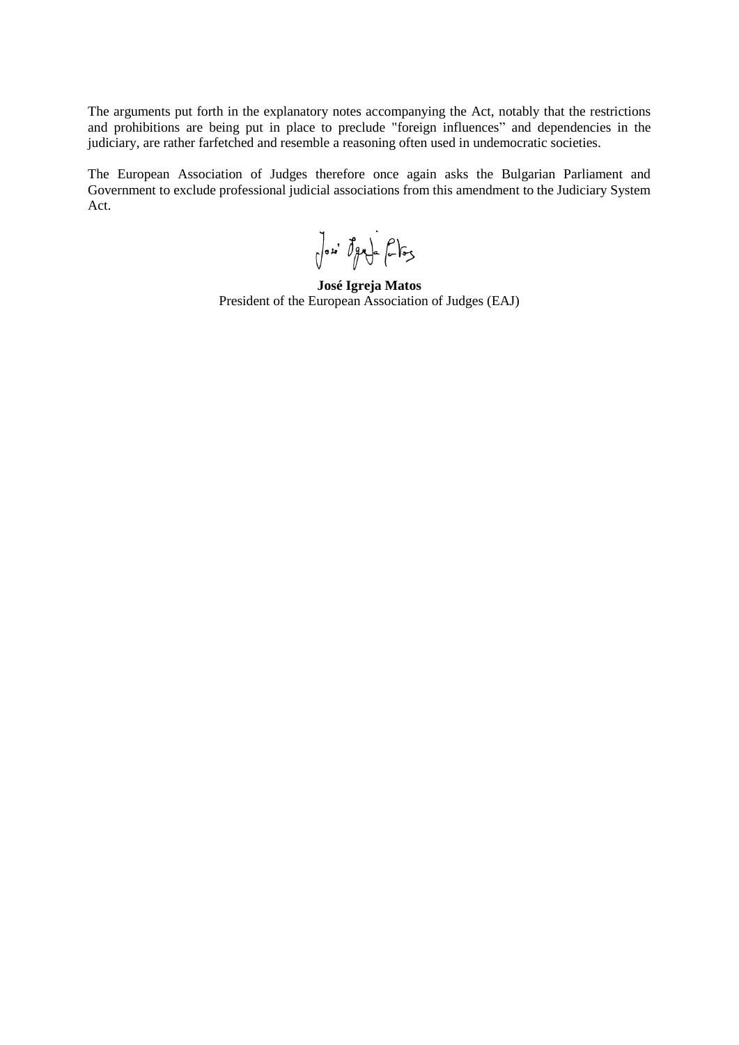The arguments put forth in the explanatory notes accompanying the Act, notably that the restrictions and prohibitions are being put in place to preclude "foreign influences" and dependencies in the judiciary, are rather farfetched and resemble a reasoning often used in undemocratic societies.

The European Association of Judges therefore once again asks the Bulgarian Parliament and Government to exclude professional judicial associations from this amendment to the Judiciary System Act.

**José Igreja Matos**
President of the European Association of Judges (EAJ)